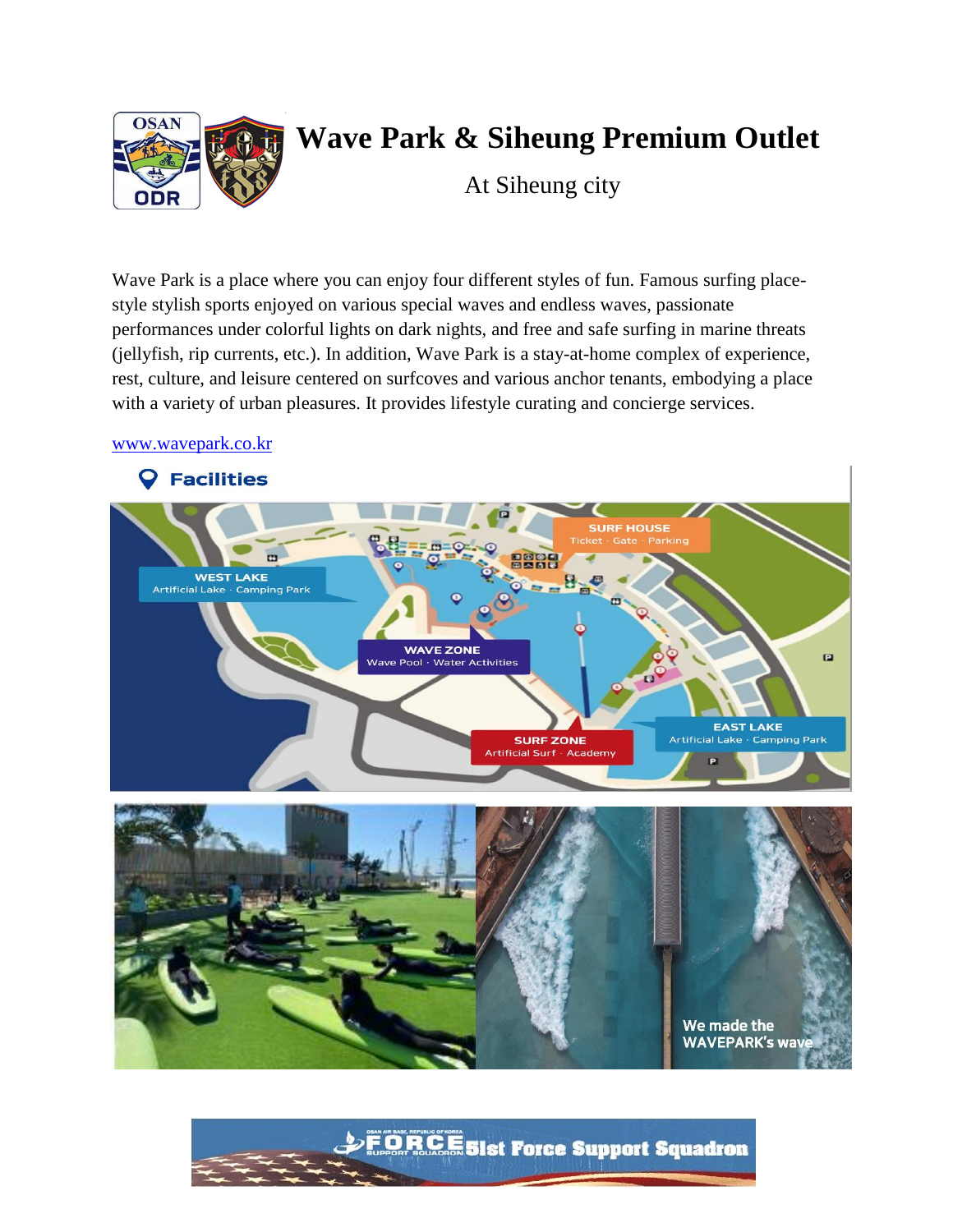# Wave Park & Siheung Premium Outlet

At Siheung city

Wave Park is a place where you can enjoy four different styles of fun. Famous surfing place-style stylish sports enjoyed on various special waves and endless waves, passionate performances under colorful lights on dark nights, and free and safe surfing in marine threats (jellyfish, rip currents, etc.). In addition, Wave Park is a stay-at-home complex of experience, rest, culture, and leisure centered on surfcoves and various anchor tenants, embodying a place with a variety of urban pleasures. It provides lifestyle curating and concierge services.

www.wavepark.co.kr

## Facilities

- **SURF HOUSE**: Ticket · Gate · Parking
- **WEST LAKE**: Artificial Lake · Camping Park
- **WAVE ZONE**: Wave Pool · Water Activities
- **SURF ZONE**: Artificial Surf · Academy
- **EAST LAKE**: Artificial Lake · Camping Park

We made the WAVEPARK's wave

51st Force Support Squadron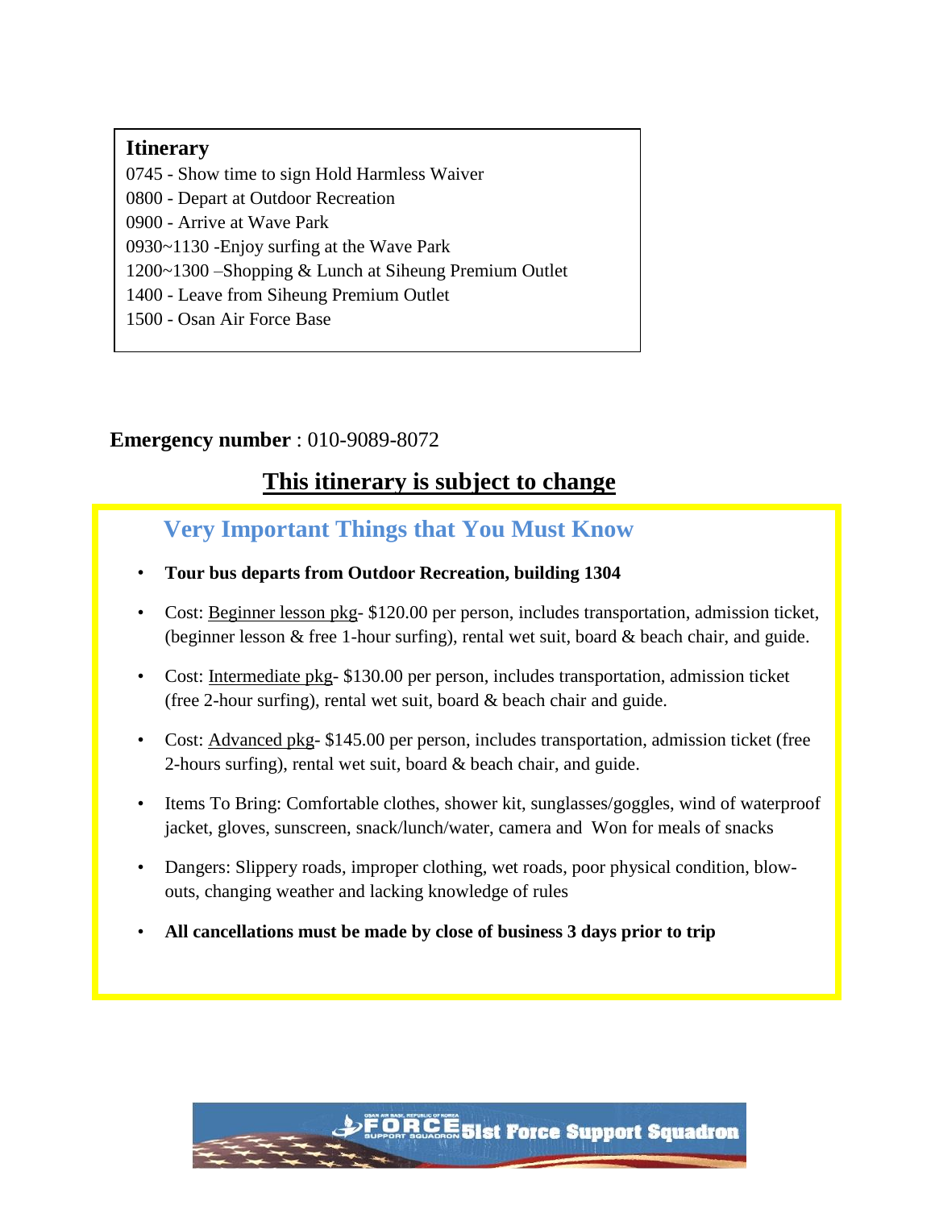**Itinerary**

0745 - Show time to sign Hold Harmless Waiver
0800 - Depart at Outdoor Recreation
0900 - Arrive at Wave Park
0930~1130 -Enjoy surfing at the Wave Park
1200~1300 –Shopping & Lunch at Siheung Premium Outlet
1400 - Leave from Siheung Premium Outlet
1500 - Osan Air Force Base

**Emergency number** : 010-9089-8072

## This itinerary is subject to change

### Very Important Things that You Must Know

- **Tour bus departs from Outdoor Recreation, building 1304**
- Cost: Beginner lesson pkg- $120.00 per person, includes transportation, admission ticket, (beginner lesson & free 1-hour surfing), rental wet suit, board & beach chair, and guide.
- Cost: Intermediate pkg- $130.00 per person, includes transportation, admission ticket (free 2-hour surfing), rental wet suit, board & beach chair and guide.
- Cost: Advanced pkg- $145.00 per person, includes transportation, admission ticket (free 2-hours surfing), rental wet suit, board & beach chair, and guide.
- Items To Bring: Comfortable clothes, shower kit, sunglasses/goggles, wind of waterproof jacket, gloves, sunscreen, snack/lunch/water, camera and Won for meals of snacks
- Dangers: Slippery roads, improper clothing, wet roads, poor physical condition, blow-outs, changing weather and lacking knowledge of rules
- **All cancellations must be made by close of business 3 days prior to trip**

FORCE SUPPORT SQUADRON 51st Force Support Squadron